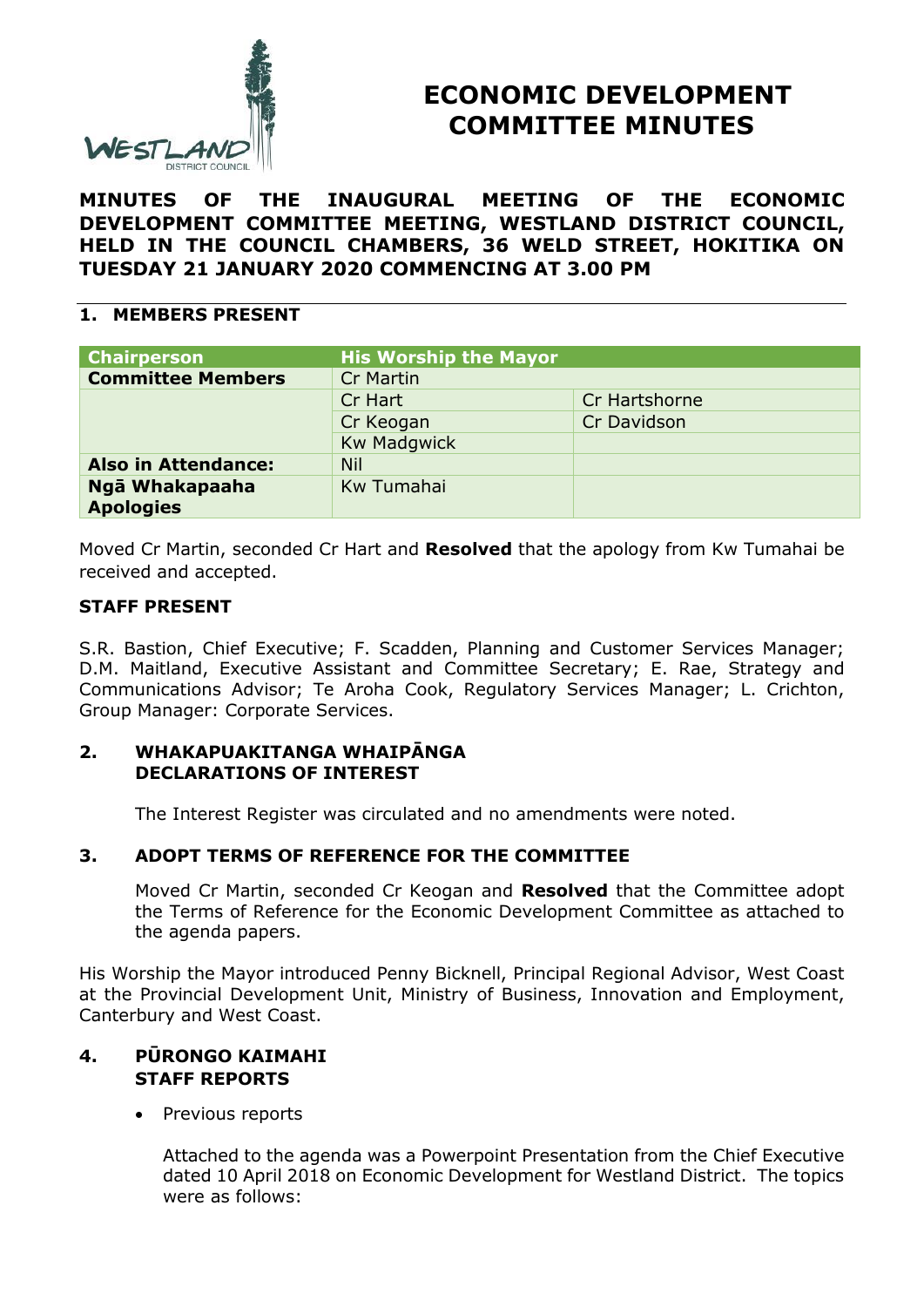# ECONOMIC DEVELOPMENT COMMITTEE MINUTES

**MINUTES OF THE INAUGURAL MEETING OF THE ECONOMIC DEVELOPMENT COMMITTEE MEETING, WESTLAND DISTRICT COUNCIL, HELD IN THE COUNCIL CHAMBERS, 36 WELD STREET, HOKITIKA ON TUESDAY 21 JANUARY 2020 COMMENCING AT 3.00 PM**

## 1. MEMBERS PRESENT

| Chairperson | His Worship the Mayor | |
|---|---|---|
| **Committee Members** | Cr Martin | |
| | Cr Hart | Cr Hartshorne |
| | Cr Keogan | Cr Davidson |
| | Kw Madgwick | |
| **Also in Attendance:** | Nil | |
| **Ngā Whakapaaha Apologies** | Kw Tumahai | |

Moved Cr Martin, seconded Cr Hart and **Resolved** that the apology from Kw Tumahai be received and accepted.

**STAFF PRESENT**

S.R. Bastion, Chief Executive; F. Scadden, Planning and Customer Services Manager; D.M. Maitland, Executive Assistant and Committee Secretary; E. Rae, Strategy and Communications Advisor; Te Aroha Cook, Regulatory Services Manager; L. Crichton, Group Manager: Corporate Services.

## 2. WHAKAPUAKITANGA WHAIPĀNGA DECLARATIONS OF INTEREST

The Interest Register was circulated and no amendments were noted.

## 3. ADOPT TERMS OF REFERENCE FOR THE COMMITTEE

Moved Cr Martin, seconded Cr Keogan and **Resolved** that the Committee adopt the Terms of Reference for the Economic Development Committee as attached to the agenda papers.

His Worship the Mayor introduced Penny Bicknell, Principal Regional Advisor, West Coast at the Provincial Development Unit, Ministry of Business, Innovation and Employment, Canterbury and West Coast.

## 4. PŪRONGO KAIMAHI STAFF REPORTS

- Previous reports

  Attached to the agenda was a Powerpoint Presentation from the Chief Executive dated 10 April 2018 on Economic Development for Westland District. The topics were as follows: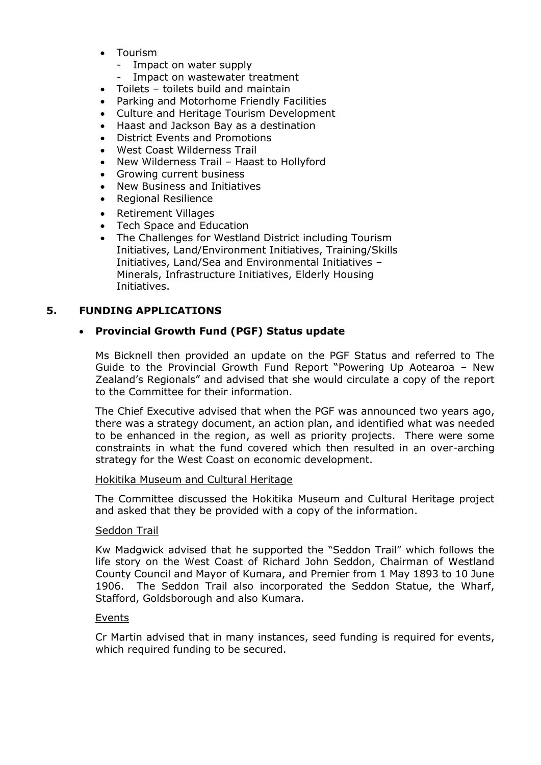- Tourism
  - Impact on water supply
  - Impact on wastewater treatment
- Toilets – toilets build and maintain
- Parking and Motorhome Friendly Facilities
- Culture and Heritage Tourism Development
- Haast and Jackson Bay as a destination
- District Events and Promotions
- West Coast Wilderness Trail
- New Wilderness Trail – Haast to Hollyford
- Growing current business
- New Business and Initiatives
- Regional Resilience
- Retirement Villages
- Tech Space and Education
- The Challenges for Westland District including Tourism Initiatives, Land/Environment Initiatives, Training/Skills Initiatives, Land/Sea and Environmental Initiatives – Minerals, Infrastructure Initiatives, Elderly Housing Initiatives.

## 5. FUNDING APPLICATIONS

- **Provincial Growth Fund (PGF) Status update**

Ms Bicknell then provided an update on the PGF Status and referred to The Guide to the Provincial Growth Fund Report "Powering Up Aotearoa – New Zealand's Regionals" and advised that she would circulate a copy of the report to the Committee for their information.

The Chief Executive advised that when the PGF was announced two years ago, there was a strategy document, an action plan, and identified what was needed to be enhanced in the region, as well as priority projects. There were some constraints in what the fund covered which then resulted in an over-arching strategy for the West Coast on economic development.

<u>Hokitika Museum and Cultural Heritage</u>

The Committee discussed the Hokitika Museum and Cultural Heritage project and asked that they be provided with a copy of the information.

<u>Seddon Trail</u>

Kw Madgwick advised that he supported the "Seddon Trail" which follows the life story on the West Coast of Richard John Seddon, Chairman of Westland County Council and Mayor of Kumara, and Premier from 1 May 1893 to 10 June 1906. The Seddon Trail also incorporated the Seddon Statue, the Wharf, Stafford, Goldsborough and also Kumara.

<u>Events</u>

Cr Martin advised that in many instances, seed funding is required for events, which required funding to be secured.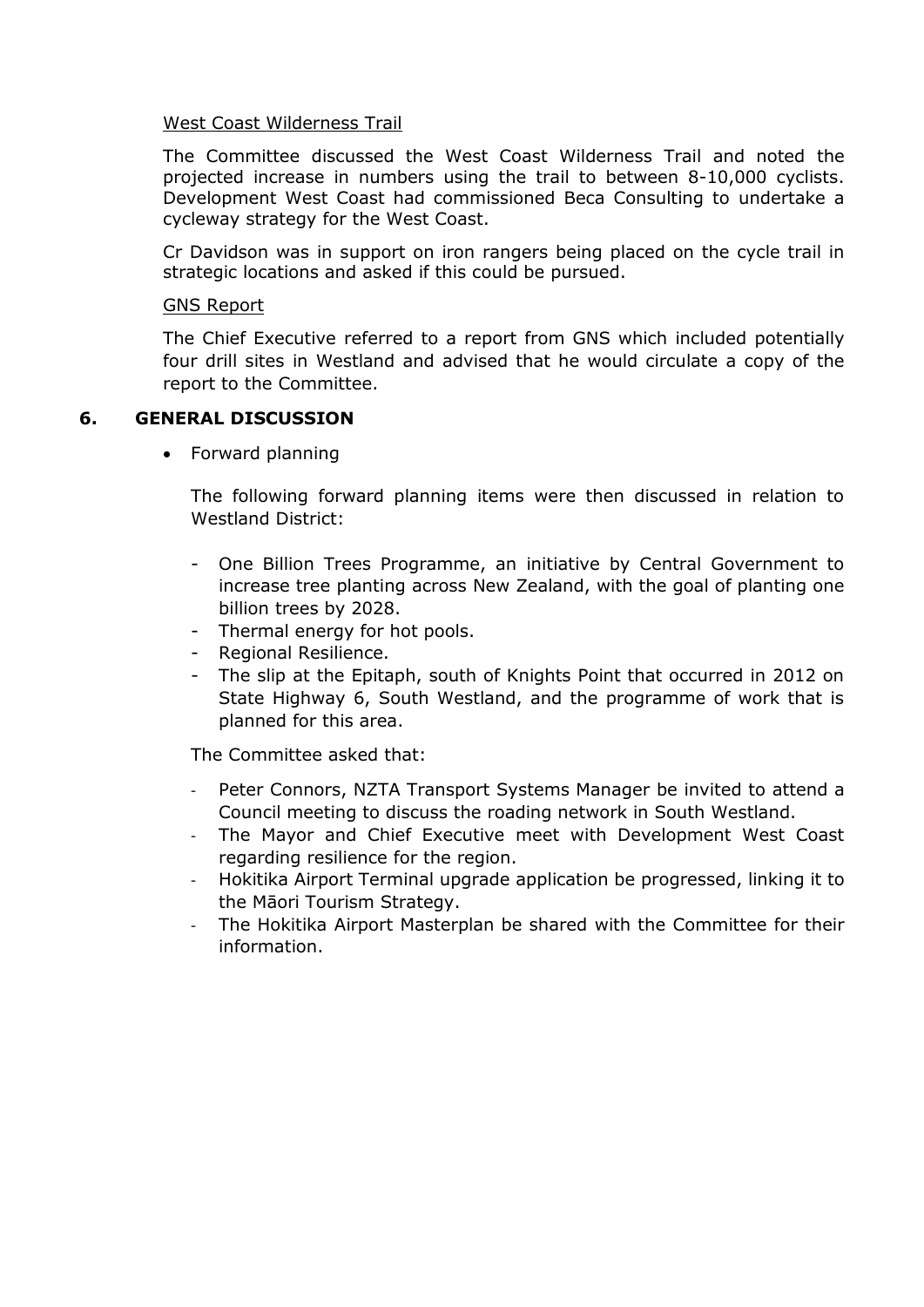West Coast Wilderness Trail

The Committee discussed the West Coast Wilderness Trail and noted the projected increase in numbers using the trail to between 8-10,000 cyclists. Development West Coast had commissioned Beca Consulting to undertake a cycleway strategy for the West Coast.

Cr Davidson was in support on iron rangers being placed on the cycle trail in strategic locations and asked if this could be pursued.

GNS Report

The Chief Executive referred to a report from GNS which included potentially four drill sites in Westland and advised that he would circulate a copy of the report to the Committee.

## 6. GENERAL DISCUSSION

- Forward planning

  The following forward planning items were then discussed in relation to Westland District:

  - One Billion Trees Programme, an initiative by Central Government to increase tree planting across New Zealand, with the goal of planting one billion trees by 2028.
  - Thermal energy for hot pools.
  - Regional Resilience.
  - The slip at the Epitaph, south of Knights Point that occurred in 2012 on State Highway 6, South Westland, and the programme of work that is planned for this area.

  The Committee asked that:

  - Peter Connors, NZTA Transport Systems Manager be invited to attend a Council meeting to discuss the roading network in South Westland.
  - The Mayor and Chief Executive meet with Development West Coast regarding resilience for the region.
  - Hokitika Airport Terminal upgrade application be progressed, linking it to the Māori Tourism Strategy.
  - The Hokitika Airport Masterplan be shared with the Committee for their information.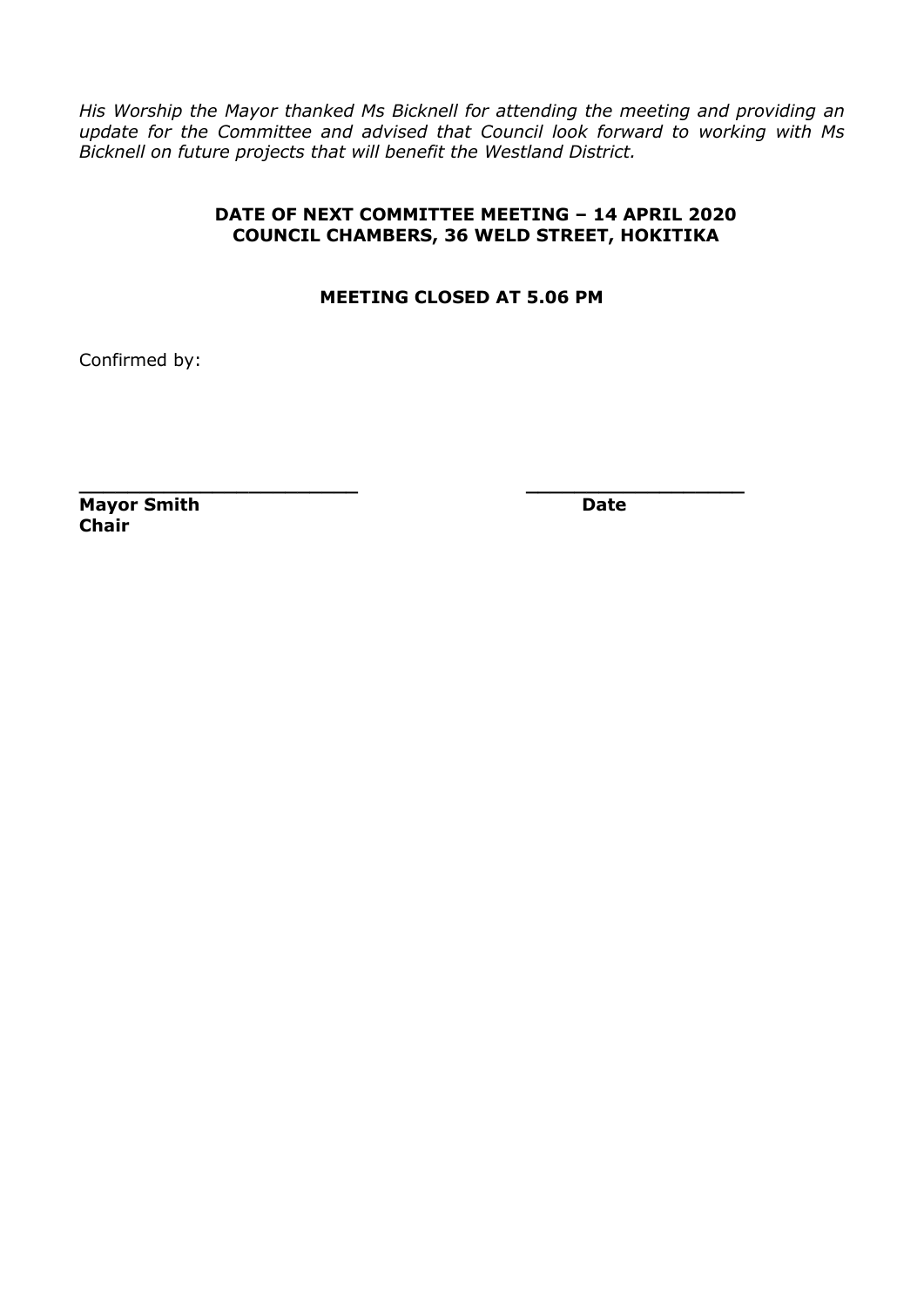*His Worship the Mayor thanked Ms Bicknell for attending the meeting and providing an update for the Committee and advised that Council look forward to working with Ms Bicknell on future projects that will benefit the Westland District.*

**DATE OF NEXT COMMITTEE MEETING – 14 APRIL 2020**
**COUNCIL CHAMBERS, 36 WELD STREET, HOKITIKA**

**MEETING CLOSED AT 5.06 PM**

Confirmed by:

_______________________ _________________

**Mayor Smith** **Date**
**Chair**